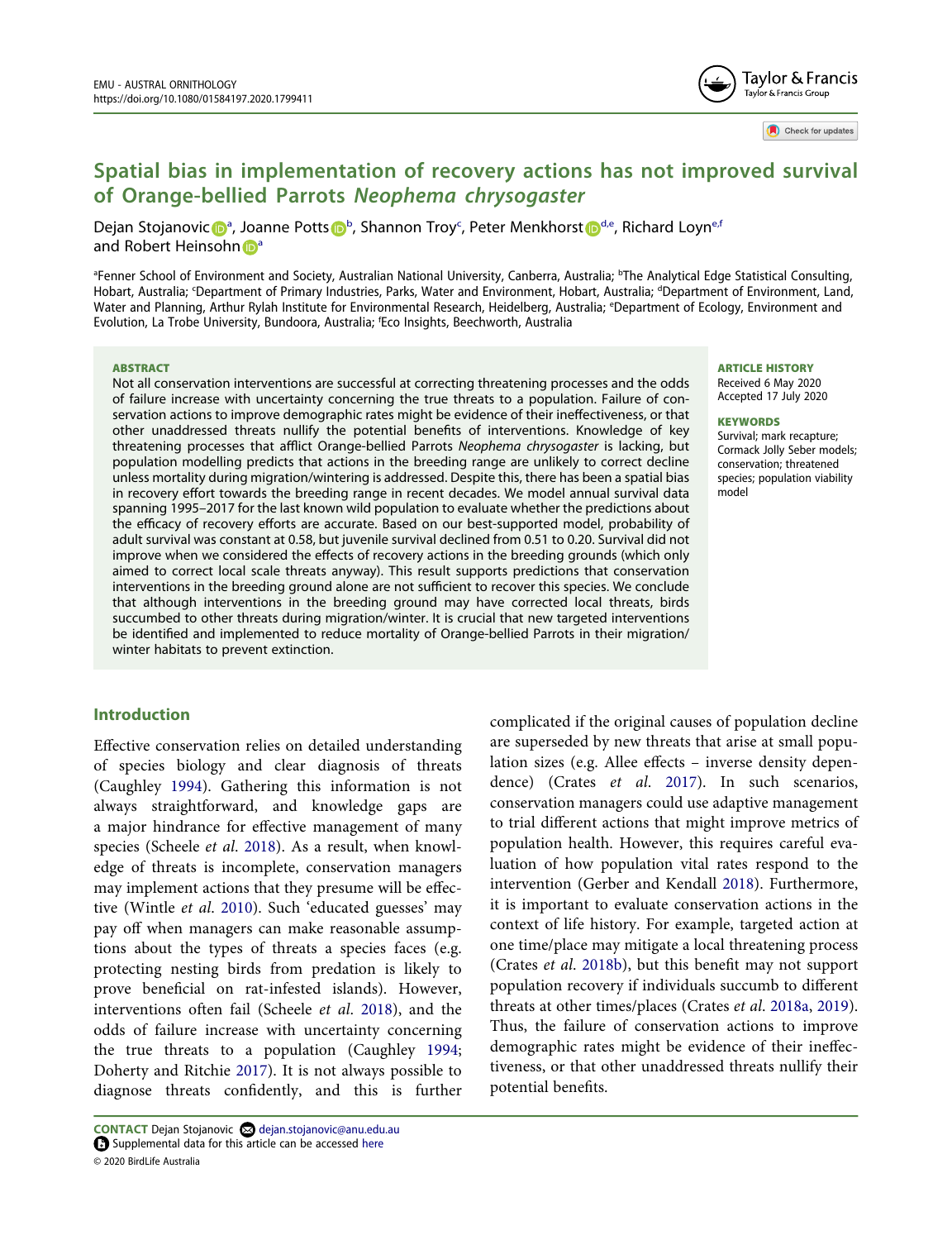# Spatial bias in implementation of recovery actions has not improved survival of Orange-bellied Parrots *Neophema chrysogaster*

Dejan Stojanovic[a], Joanne Potts[b], Shannon Troy[c], Peter Menkhorst[d,e], Richard Loyn[e,f] and Robert Heinsohn[a]

[a]Fenner School of Environment and Society, Australian National University, Canberra, Australia; [b]The Analytical Edge Statistical Consulting, Hobart, Australia; [c]Department of Primary Industries, Parks, Water and Environment, Hobart, Australia; [d]Department of Environment, Land, Water and Planning, Arthur Rylah Institute for Environmental Research, Heidelberg, Australia; [e]Department of Ecology, Environment and Evolution, La Trobe University, Bundoora, Australia; [f]Eco Insights, Beechworth, Australia

## ABSTRACT

Not all conservation interventions are successful at correcting threatening processes and the odds of failure increase with uncertainty concerning the true threats to a population. Failure of conservation actions to improve demographic rates might be evidence of their ineffectiveness, or that other unaddressed threats nullify the potential benefits of interventions. Knowledge of key threatening processes that afflict Orange-bellied Parrots *Neophema chrysogaster* is lacking, but population modelling predicts that actions in the breeding range are unlikely to correct decline unless mortality during migration/wintering is addressed. Despite this, there has been a spatial bias in recovery effort towards the breeding range in recent decades. We model annual survival data spanning 1995–2017 for the last known wild population to evaluate whether the predictions about the efficacy of recovery efforts are accurate. Based on our best-supported model, probability of adult survival was constant at 0.58, but juvenile survival declined from 0.51 to 0.20. Survival did not improve when we considered the effects of recovery actions in the breeding grounds (which only aimed to correct local scale threats anyway). This result supports predictions that conservation interventions in the breeding ground alone are not sufficient to recover this species. We conclude that although interventions in the breeding ground may have corrected local threats, birds succumbed to other threats during migration/winter. It is crucial that new targeted interventions be identified and implemented to reduce mortality of Orange-bellied Parrots in their migration/winter habitats to prevent extinction.

**ARTICLE HISTORY**
Received 6 May 2020
Accepted 17 July 2020

**KEYWORDS**
Survival; mark recapture; Cormack Jolly Seber models; conservation; threatened species; population viability model

## Introduction

Effective conservation relies on detailed understanding of species biology and clear diagnosis of threats (Caughley 1994). Gathering this information is not always straightforward, and knowledge gaps are a major hindrance for effective management of many species (Scheele *et al*. 2018). As a result, when knowledge of threats is incomplete, conservation managers may implement actions that they presume will be effective (Wintle *et al*. 2010). Such 'educated guesses' may pay off when managers can make reasonable assumptions about the types of threats a species faces (e.g. protecting nesting birds from predation is likely to prove beneficial on rat-infested islands). However, interventions often fail (Scheele *et al*. 2018), and the odds of failure increase with uncertainty concerning the true threats to a population (Caughley 1994; Doherty and Ritchie 2017). It is not always possible to diagnose threats confidently, and this is further complicated if the original causes of population decline are superseded by new threats that arise at small population sizes (e.g. Allee effects – inverse density dependence) (Crates *et al*. 2017). In such scenarios, conservation managers could use adaptive management to trial different actions that might improve metrics of population health. However, this requires careful evaluation of how population vital rates respond to the intervention (Gerber and Kendall 2018). Furthermore, it is important to evaluate conservation actions in the context of life history. For example, targeted action at one time/place may mitigate a local threatening process (Crates *et al*. 2018b), but this benefit may not support population recovery if individuals succumb to different threats at other times/places (Crates *et al*. 2018a, 2019). Thus, the failure of conservation actions to improve demographic rates might be evidence of their ineffectiveness, or that other unaddressed threats nullify their potential benefits.

**CONTACT** Dejan Stojanovic dejan.stojanovic@anu.edu.au
Supplemental data for this article can be accessed here
© 2020 BirdLife Australia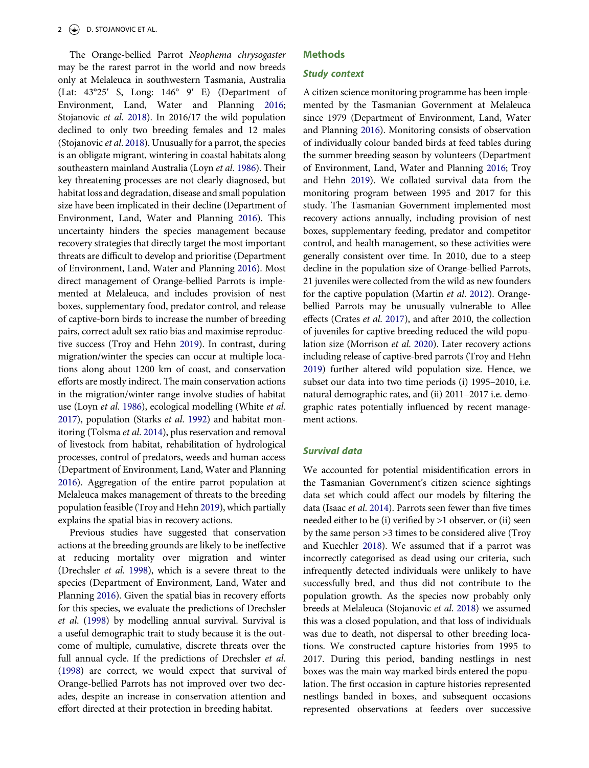The Orange-bellied Parrot *Neophema chrysogaster* may be the rarest parrot in the world and now breeds only at Melaleuca in southwestern Tasmania, Australia (Lat: 43°25′ S, Long: 146° 9′ E) (Department of Environment, Land, Water and Planning 2016; Stojanovic *et al.* 2018). In 2016/17 the wild population declined to only two breeding females and 12 males (Stojanovic *et al.* 2018). Unusually for a parrot, the species is an obligate migrant, wintering in coastal habitats along southeastern mainland Australia (Loyn *et al.* 1986). Their key threatening processes are not clearly diagnosed, but habitat loss and degradation, disease and small population size have been implicated in their decline (Department of Environment, Land, Water and Planning 2016). This uncertainty hinders the species management because recovery strategies that directly target the most important threats are difficult to develop and prioritise (Department of Environment, Land, Water and Planning 2016). Most direct management of Orange-bellied Parrots is implemented at Melaleuca, and includes provision of nest boxes, supplementary food, predator control, and release of captive-born birds to increase the number of breeding pairs, correct adult sex ratio bias and maximise reproductive success (Troy and Hehn 2019). In contrast, during migration/winter the species can occur at multiple locations along about 1200 km of coast, and conservation efforts are mostly indirect. The main conservation actions in the migration/winter range involve studies of habitat use (Loyn *et al.* 1986), ecological modelling (White *et al.* 2017), population (Starks *et al.* 1992) and habitat monitoring (Tolsma *et al.* 2014), plus reservation and removal of livestock from habitat, rehabilitation of hydrological processes, control of predators, weeds and human access (Department of Environment, Land, Water and Planning 2016). Aggregation of the entire parrot population at Melaleuca makes management of threats to the breeding population feasible (Troy and Hehn 2019), which partially explains the spatial bias in recovery actions.

Previous studies have suggested that conservation actions at the breeding grounds are likely to be ineffective at reducing mortality over migration and winter (Drechsler *et al.* 1998), which is a severe threat to the species (Department of Environment, Land, Water and Planning 2016). Given the spatial bias in recovery efforts for this species, we evaluate the predictions of Drechsler *et al.* (1998) by modelling annual survival. Survival is a useful demographic trait to study because it is the outcome of multiple, cumulative, discrete threats over the full annual cycle. If the predictions of Drechsler *et al.* (1998) are correct, we would expect that survival of Orange-bellied Parrots has not improved over two decades, despite an increase in conservation attention and effort directed at their protection in breeding habitat.

## Methods

### *Study context*

A citizen science monitoring programme has been implemented by the Tasmanian Government at Melaleuca since 1979 (Department of Environment, Land, Water and Planning 2016). Monitoring consists of observation of individually colour banded birds at feed tables during the summer breeding season by volunteers (Department of Environment, Land, Water and Planning 2016; Troy and Hehn 2019). We collated survival data from the monitoring program between 1995 and 2017 for this study. The Tasmanian Government implemented most recovery actions annually, including provision of nest boxes, supplementary feeding, predator and competitor control, and health management, so these activities were generally consistent over time. In 2010, due to a steep decline in the population size of Orange-bellied Parrots, 21 juveniles were collected from the wild as new founders for the captive population (Martin *et al.* 2012). Orange-bellied Parrots may be unusually vulnerable to Allee effects (Crates *et al.* 2017), and after 2010, the collection of juveniles for captive breeding reduced the wild population size (Morrison *et al.* 2020). Later recovery actions including release of captive-bred parrots (Troy and Hehn 2019) further altered wild population size. Hence, we subset our data into two time periods (i) 1995–2010, i.e. natural demographic rates, and (ii) 2011–2017 i.e. demographic rates potentially influenced by recent management actions.

### *Survival data*

We accounted for potential misidentification errors in the Tasmanian Government's citizen science sightings data set which could affect our models by filtering the data (Isaac *et al.* 2014). Parrots seen fewer than five times needed either to be (i) verified by >1 observer, or (ii) seen by the same person >3 times to be considered alive (Troy and Kuechler 2018). We assumed that if a parrot was incorrectly categorised as dead using our criteria, such infrequently detected individuals were unlikely to have successfully bred, and thus did not contribute to the population growth. As the species now probably only breeds at Melaleuca (Stojanovic *et al.* 2018) we assumed this was a closed population, and that loss of individuals was due to death, not dispersal to other breeding locations. We constructed capture histories from 1995 to 2017. During this period, banding nestlings in nest boxes was the main way marked birds entered the population. The first occasion in capture histories represented nestlings banded in boxes, and subsequent occasions represented observations at feeders over successive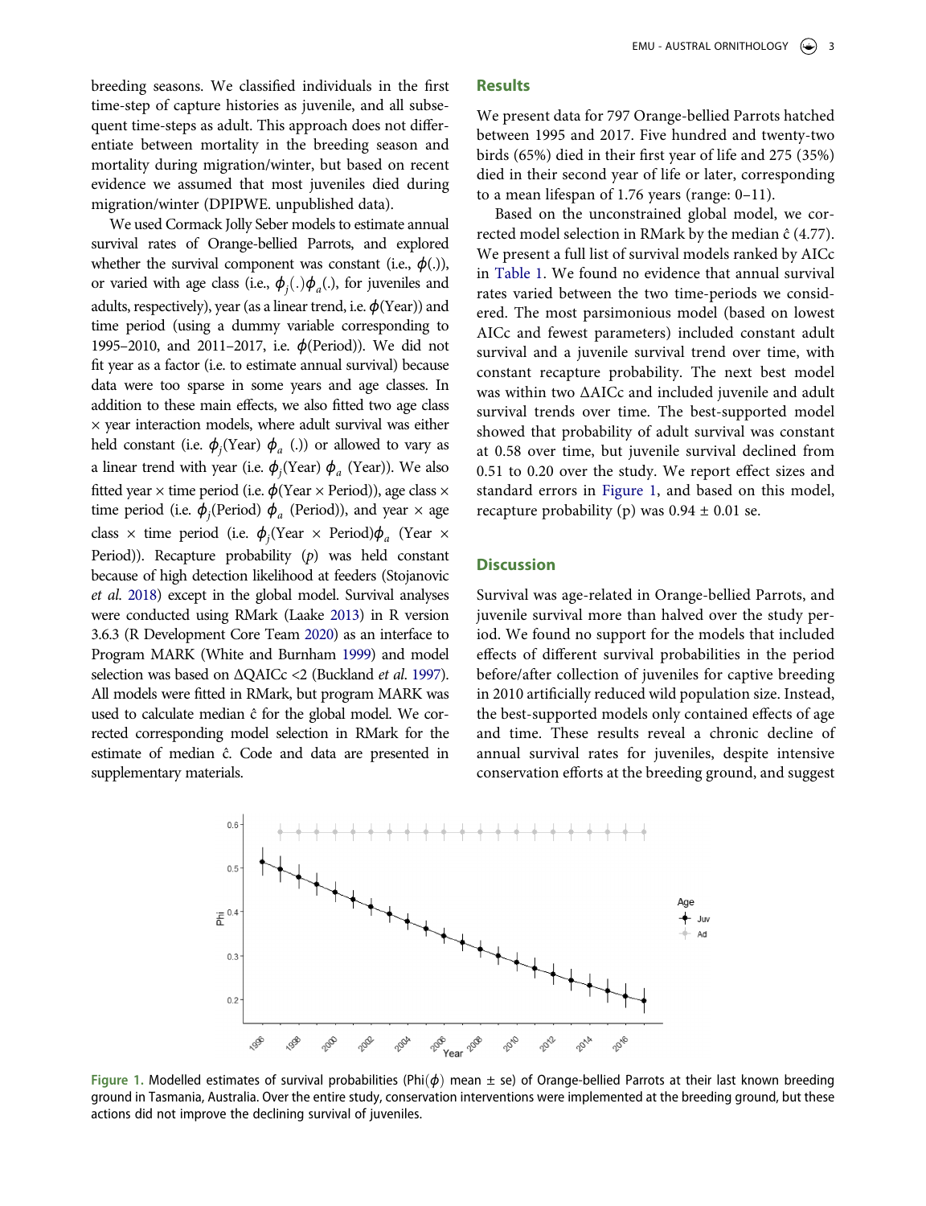breeding seasons. We classified individuals in the first time-step of capture histories as juvenile, and all subsequent time-steps as adult. This approach does not differentiate between mortality in the breeding season and mortality during migration/winter, but based on recent evidence we assumed that most juveniles died during migration/winter (DPIPWE. unpublished data).

We used Cormack Jolly Seber models to estimate annual survival rates of Orange-bellied Parrots, and explored whether the survival component was constant (i.e., $\phi(.)$), or varied with age class (i.e., $\phi_j(.)\phi_a(.)$, for juveniles and adults, respectively), year (as a linear trend, i.e. $\phi$(Year)) and time period (using a dummy variable corresponding to 1995–2010, and 2011–2017, i.e. $\phi$(Period)). We did not fit year as a factor (i.e. to estimate annual survival) because data were too sparse in some years and age classes. In addition to these main effects, we also fitted two age class × year interaction models, where adult survival was either held constant (i.e. $\phi_j$(Year) $\phi_a$ (.)) or allowed to vary as a linear trend with year (i.e. $\phi_j$(Year) $\phi_a$ (Year)). We also fitted year × time period (i.e. $\phi$(Year × Period)), age class × time period (i.e. $\phi_j$(Period) $\phi_a$ (Period)), and year × age class × time period (i.e. $\phi_j$(Year × Period)$\phi_a$ (Year × Period)). Recapture probability ($p$) was held constant because of high detection likelihood at feeders (Stojanovic *et al.* 2018) except in the global model. Survival analyses were conducted using RMark (Laake 2013) in R version 3.6.3 (R Development Core Team 2020) as an interface to Program MARK (White and Burnham 1999) and model selection was based on ΔQAICc <2 (Buckland *et al.* 1997). All models were fitted in RMark, but program MARK was used to calculate median ĉ for the global model. We corrected corresponding model selection in RMark for the estimate of median ĉ. Code and data are presented in supplementary materials.

## Results

We present data for 797 Orange-bellied Parrots hatched between 1995 and 2017. Five hundred and twenty-two birds (65%) died in their first year of life and 275 (35%) died in their second year of life or later, corresponding to a mean lifespan of 1.76 years (range: 0–11).

Based on the unconstrained global model, we corrected model selection in RMark by the median ĉ (4.77). We present a full list of survival models ranked by AICc in Table 1. We found no evidence that annual survival rates varied between the two time-periods we considered. The most parsimonious model (based on lowest AICc and fewest parameters) included constant adult survival and a juvenile survival trend over time, with constant recapture probability. The next best model was within two ΔAICc and included juvenile and adult survival trends over time. The best-supported model showed that probability of adult survival was constant at 0.58 over time, but juvenile survival declined from 0.51 to 0.20 over the study. We report effect sizes and standard errors in Figure 1, and based on this model, recapture probability (p) was 0.94 ± 0.01 se.

## Discussion

Survival was age-related in Orange-bellied Parrots, and juvenile survival more than halved over the study period. We found no support for the models that included effects of different survival probabilities in the period before/after collection of juveniles for captive breeding in 2010 artificially reduced wild population size. Instead, the best-supported models only contained effects of age and time. These results reveal a chronic decline of annual survival rates for juveniles, despite intensive conservation efforts at the breeding ground, and suggest

Phi
0.6
0.5
0.4
0.3
0.2
Year
1996 1998 2000 2002 2004 2006 2008 2010 2012 2014 2016
Age
Juv
Ad

**Figure 1.** Modelled estimates of survival probabilities (Phi($\phi$) mean ± se) of Orange-bellied Parrots at their last known breeding ground in Tasmania, Australia. Over the entire study, conservation interventions were implemented at the breeding ground, but these actions did not improve the declining survival of juveniles.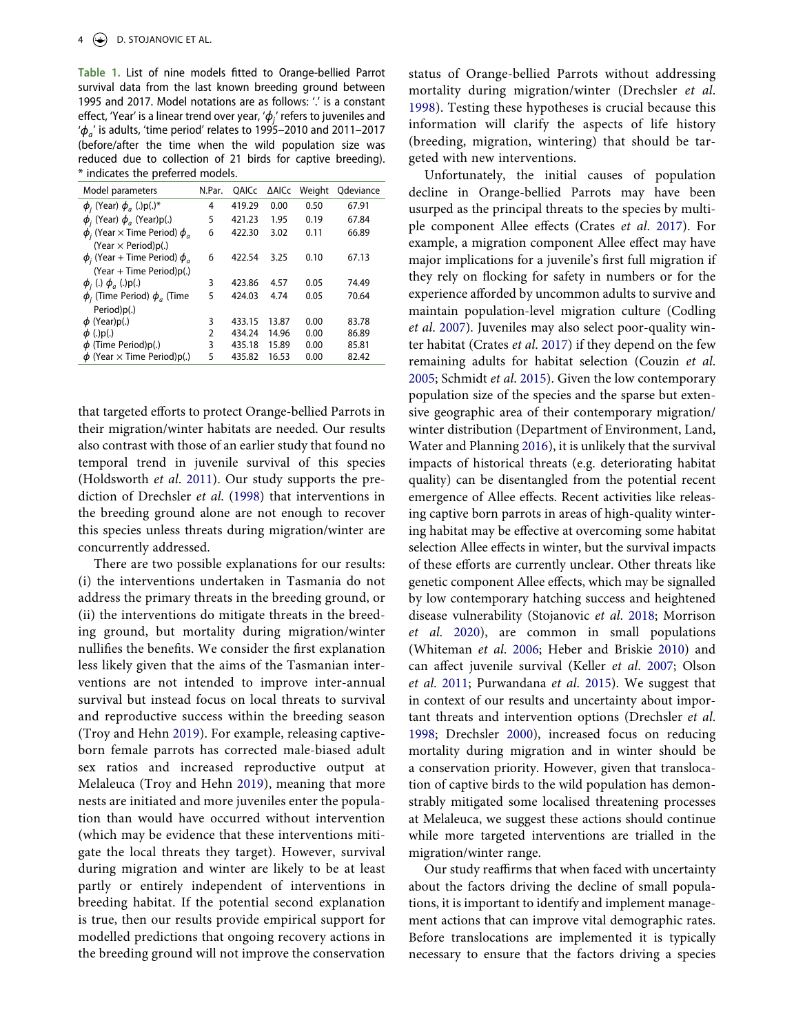**Table 1.** List of nine models fitted to Orange-bellied Parrot survival data from the last known breeding ground between 1995 and 2017. Model notations are as follows: '.' is a constant effect, 'Year' is a linear trend over year, '$\phi_j$' refers to juveniles and '$\phi_a$' is adults, 'time period' relates to 1995–2010 and 2011–2017 (before/after the time when the wild population size was reduced due to collection of 21 birds for captive breeding). * indicates the preferred models.

| Model parameters | N.Par. | QAICc | ΔAICc | Weight | Qdeviance |
|---|---|---|---|---|---|
| $\phi_j$ (Year) $\phi_a$ (.)p(.)* | 4 | 419.29 | 0.00 | 0.50 | 67.91 |
| $\phi_j$ (Year) $\phi_a$ (Year)p(.) | 5 | 421.23 | 1.95 | 0.19 | 67.84 |
| $\phi_j$ (Year × Time Period) $\phi_a$ (Year × Period)p(.) | 6 | 422.30 | 3.02 | 0.11 | 66.89 |
| $\phi_j$ (Year + Time Period) $\phi_a$ (Year + Time Period)p(.) | 6 | 422.54 | 3.25 | 0.10 | 67.13 |
| $\phi_j$ (.) $\phi_a$ (.)p(.) | 3 | 423.86 | 4.57 | 0.05 | 74.49 |
| $\phi_j$ (Time Period) $\phi_a$ (Time Period)p(.) | 5 | 424.03 | 4.74 | 0.05 | 70.64 |
| $\phi$ (Year)p(.) | 3 | 433.15 | 13.87 | 0.00 | 83.78 |
| $\phi$ (.)p(.) | 2 | 434.24 | 14.96 | 0.00 | 86.89 |
| $\phi$ (Time Period)p(.) | 3 | 435.18 | 15.89 | 0.00 | 85.81 |
| $\phi$ (Year × Time Period)p(.) | 5 | 435.82 | 16.53 | 0.00 | 82.42 |

that targeted efforts to protect Orange-bellied Parrots in their migration/winter habitats are needed. Our results also contrast with those of an earlier study that found no temporal trend in juvenile survival of this species (Holdsworth *et al*. 2011). Our study supports the prediction of Drechsler *et al*. (1998) that interventions in the breeding ground alone are not enough to recover this species unless threats during migration/winter are concurrently addressed.

There are two possible explanations for our results: (i) the interventions undertaken in Tasmania do not address the primary threats in the breeding ground, or (ii) the interventions do mitigate threats in the breeding ground, but mortality during migration/winter nullifies the benefits. We consider the first explanation less likely given that the aims of the Tasmanian interventions are not intended to improve inter-annual survival but instead focus on local threats to survival and reproductive success within the breeding season (Troy and Hehn 2019). For example, releasing captive-born female parrots has corrected male-biased adult sex ratios and increased reproductive output at Melaleuca (Troy and Hehn 2019), meaning that more nests are initiated and more juveniles enter the population than would have occurred without intervention (which may be evidence that these interventions mitigate the local threats they target). However, survival during migration and winter are likely to be at least partly or entirely independent of interventions in breeding habitat. If the potential second explanation is true, then our results provide empirical support for modelled predictions that ongoing recovery actions in the breeding ground will not improve the conservation status of Orange-bellied Parrots without addressing mortality during migration/winter (Drechsler *et al*. 1998). Testing these hypotheses is crucial because this information will clarify the aspects of life history (breeding, migration, wintering) that should be targeted with new interventions.

Unfortunately, the initial causes of population decline in Orange-bellied Parrots may have been usurped as the principal threats to the species by multiple component Allee effects (Crates *et al*. 2017). For example, a migration component Allee effect may have major implications for a juvenile's first full migration if they rely on flocking for safety in numbers or for the experience afforded by uncommon adults to survive and maintain population-level migration culture (Codling *et al*. 2007). Juveniles may also select poor-quality winter habitat (Crates *et al*. 2017) if they depend on the few remaining adults for habitat selection (Couzin *et al*. 2005; Schmidt *et al*. 2015). Given the low contemporary population size of the species and the sparse but extensive geographic area of their contemporary migration/winter distribution (Department of Environment, Land, Water and Planning 2016), it is unlikely that the survival impacts of historical threats (e.g. deteriorating habitat quality) can be disentangled from the potential recent emergence of Allee effects. Recent activities like releasing captive born parrots in areas of high-quality wintering habitat may be effective at overcoming some habitat selection Allee effects in winter, but the survival impacts of these efforts are currently unclear. Other threats like genetic component Allee effects, which may be signalled by low contemporary hatching success and heightened disease vulnerability (Stojanovic *et al*. 2018; Morrison *et al*. 2020), are common in small populations (Whiteman *et al*. 2006; Heber and Briskie 2010) and can affect juvenile survival (Keller *et al*. 2007; Olson *et al*. 2011; Purwandana *et al*. 2015). We suggest that in context of our results and uncertainty about important threats and intervention options (Drechsler *et al*. 1998; Drechsler 2000), increased focus on reducing mortality during migration and in winter should be a conservation priority. However, given that translocation of captive birds to the wild population has demonstrably mitigated some localised threatening processes at Melaleuca, we suggest these actions should continue while more targeted interventions are trialled in the migration/winter range.

Our study reaffirms that when faced with uncertainty about the factors driving the decline of small populations, it is important to identify and implement management actions that can improve vital demographic rates. Before translocations are implemented it is typically necessary to ensure that the factors driving a species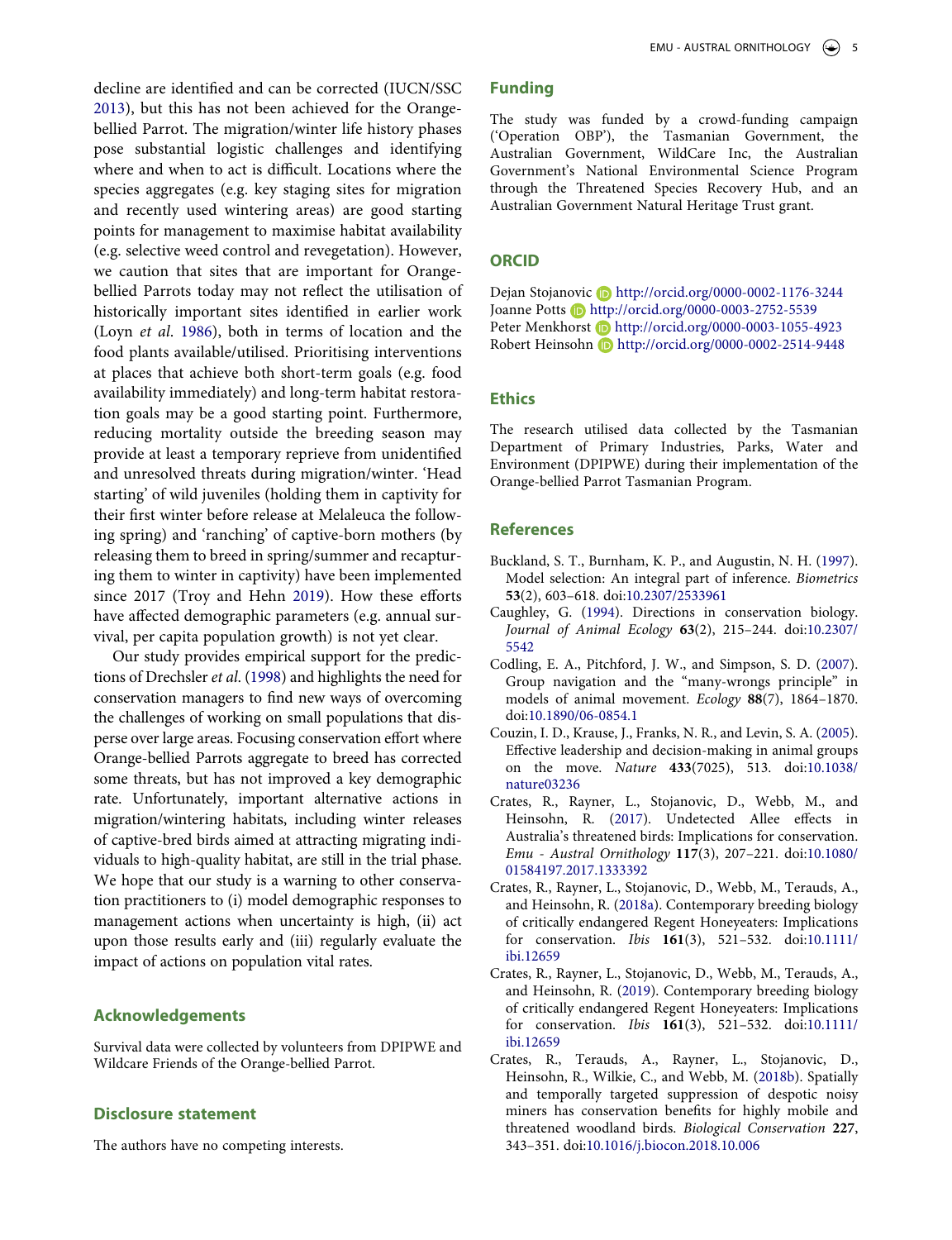decline are identified and can be corrected (IUCN/SSC 2013), but this has not been achieved for the Orange-bellied Parrot. The migration/winter life history phases pose substantial logistic challenges and identifying where and when to act is difficult. Locations where the species aggregates (e.g. key staging sites for migration and recently used wintering areas) are good starting points for management to maximise habitat availability (e.g. selective weed control and revegetation). However, we caution that sites that are important for Orange-bellied Parrots today may not reflect the utilisation of historically important sites identified in earlier work (Loyn *et al*. 1986), both in terms of location and the food plants available/utilised. Prioritising interventions at places that achieve both short-term goals (e.g. food availability immediately) and long-term habitat restoration goals may be a good starting point. Furthermore, reducing mortality outside the breeding season may provide at least a temporary reprieve from unidentified and unresolved threats during migration/winter. 'Head starting' of wild juveniles (holding them in captivity for their first winter before release at Melaleuca the following spring) and 'ranching' of captive-born mothers (by releasing them to breed in spring/summer and recapturing them to winter in captivity) have been implemented since 2017 (Troy and Hehn 2019). How these efforts have affected demographic parameters (e.g. annual survival, per capita population growth) is not yet clear.

Our study provides empirical support for the predictions of Drechsler *et al*. (1998) and highlights the need for conservation managers to find new ways of overcoming the challenges of working on small populations that disperse over large areas. Focusing conservation effort where Orange-bellied Parrots aggregate to breed has corrected some threats, but has not improved a key demographic rate. Unfortunately, important alternative actions in migration/wintering habitats, including winter releases of captive-bred birds aimed at attracting migrating individuals to high-quality habitat, are still in the trial phase. We hope that our study is a warning to other conservation practitioners to (i) model demographic responses to management actions when uncertainty is high, (ii) act upon those results early and (iii) regularly evaluate the impact of actions on population vital rates.

## Acknowledgements

Survival data were collected by volunteers from DPIPWE and Wildcare Friends of the Orange-bellied Parrot.

## Disclosure statement

The authors have no competing interests.

## Funding

The study was funded by a crowd-funding campaign ('Operation OBP'), the Tasmanian Government, the Australian Government, WildCare Inc, the Australian Government's National Environmental Science Program through the Threatened Species Recovery Hub, and an Australian Government Natural Heritage Trust grant.

## ORCID

Dejan Stojanovic http://orcid.org/0000-0002-1176-3244
Joanne Potts http://orcid.org/0000-0003-2752-5539
Peter Menkhorst http://orcid.org/0000-0003-1055-4923
Robert Heinsohn http://orcid.org/0000-0002-2514-9448

## Ethics

The research utilised data collected by the Tasmanian Department of Primary Industries, Parks, Water and Environment (DPIPWE) during their implementation of the Orange-bellied Parrot Tasmanian Program.

## References

Buckland, S. T., Burnham, K. P., and Augustin, N. H. (1997). Model selection: An integral part of inference. *Biometrics* **53**(2), 603–618. doi:10.2307/2533961

Caughley, G. (1994). Directions in conservation biology. *Journal of Animal Ecology* **63**(2), 215–244. doi:10.2307/5542

Codling, E. A., Pitchford, J. W., and Simpson, S. D. (2007). Group navigation and the "many-wrongs principle" in models of animal movement. *Ecology* **88**(7), 1864–1870. doi:10.1890/06-0854.1

Couzin, I. D., Krause, J., Franks, N. R., and Levin, S. A. (2005). Effective leadership and decision-making in animal groups on the move. *Nature* **433**(7025), 513. doi:10.1038/nature03236

Crates, R., Rayner, L., Stojanovic, D., Webb, M., and Heinsohn, R. (2017). Undetected Allee effects in Australia's threatened birds: Implications for conservation. *Emu - Austral Ornithology* **117**(3), 207–221. doi:10.1080/01584197.2017.1333392

Crates, R., Rayner, L., Stojanovic, D., Webb, M., Terauds, A., and Heinsohn, R. (2018a). Contemporary breeding biology of critically endangered Regent Honeyeaters: Implications for conservation. *Ibis* **161**(3), 521–532. doi:10.1111/ibi.12659

Crates, R., Rayner, L., Stojanovic, D., Webb, M., Terauds, A., and Heinsohn, R. (2019). Contemporary breeding biology of critically endangered Regent Honeyeaters: Implications for conservation. *Ibis* **161**(3), 521–532. doi:10.1111/ibi.12659

Crates, R., Terauds, A., Rayner, L., Stojanovic, D., Heinsohn, R., Wilkie, C., and Webb, M. (2018b). Spatially and temporally targeted suppression of despotic noisy miners has conservation benefits for highly mobile and threatened woodland birds. *Biological Conservation* **227**, 343–351. doi:10.1016/j.biocon.2018.10.006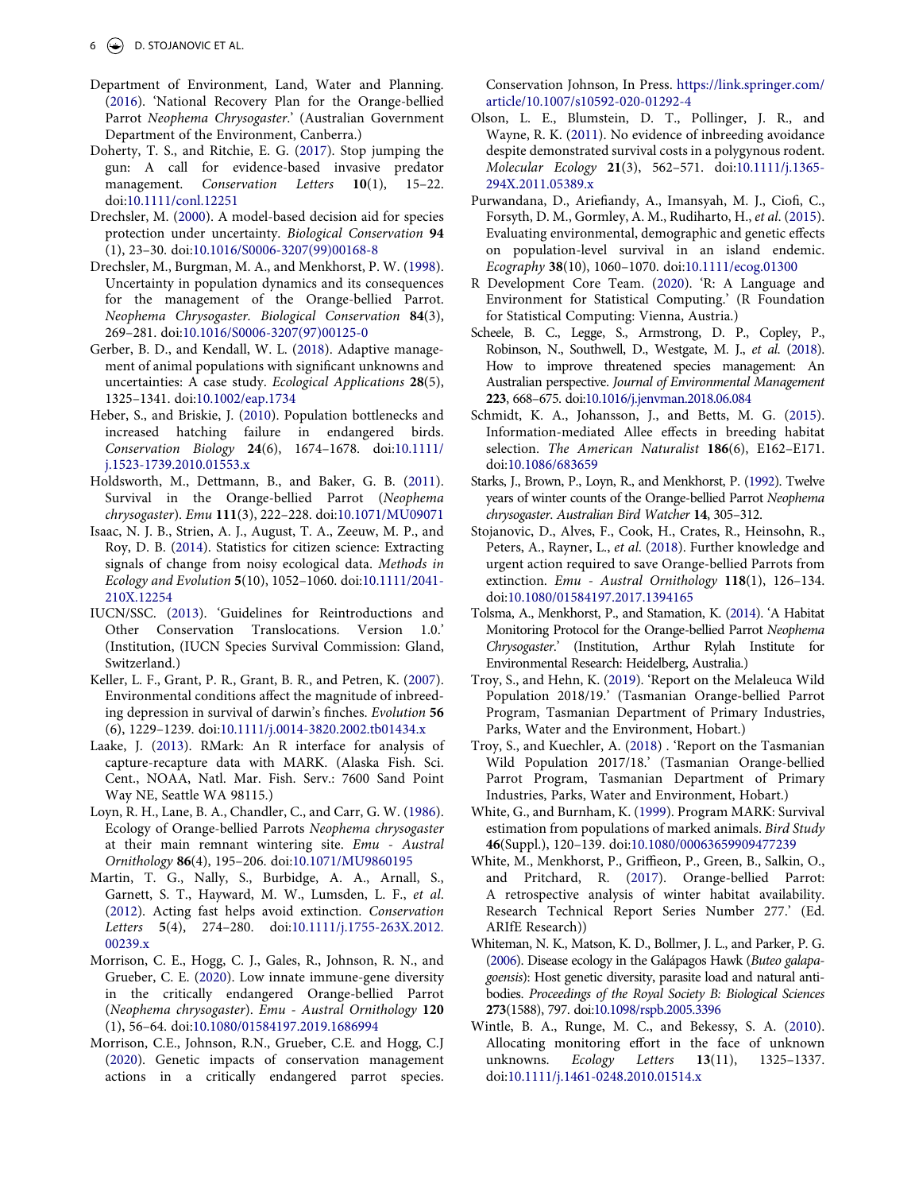Department of Environment, Land, Water and Planning. (2016). 'National Recovery Plan for the Orange-bellied Parrot *Neophema Chrysogaster*.' (Australian Government Department of the Environment, Canberra.)

Doherty, T. S., and Ritchie, E. G. (2017). Stop jumping the gun: A call for evidence-based invasive predator management. *Conservation Letters* **10**(1), 15–22. doi:10.1111/conl.12251

Drechsler, M. (2000). A model-based decision aid for species protection under uncertainty. *Biological Conservation* **94** (1), 23–30. doi:10.1016/S0006-3207(99)00168-8

Drechsler, M., Burgman, M. A., and Menkhorst, P. W. (1998). Uncertainty in population dynamics and its consequences for the management of the Orange-bellied Parrot. *Neophema Chrysogaster. Biological Conservation* **84**(3), 269–281. doi:10.1016/S0006-3207(97)00125-0

Gerber, B. D., and Kendall, W. L. (2018). Adaptive management of animal populations with significant unknowns and uncertainties: A case study. *Ecological Applications* **28**(5), 1325–1341. doi:10.1002/eap.1734

Heber, S., and Briskie, J. (2010). Population bottlenecks and increased hatching failure in endangered birds. *Conservation Biology* **24**(6), 1674–1678. doi:10.1111/j.1523-1739.2010.01553.x

Holdsworth, M., Dettmann, B., and Baker, G. B. (2011). Survival in the Orange-bellied Parrot (*Neophema chrysogaster*). *Emu* **111**(3), 222–228. doi:10.1071/MU09071

Isaac, N. J. B., Strien, A. J., August, T. A., Zeeuw, M. P., and Roy, D. B. (2014). Statistics for citizen science: Extracting signals of change from noisy ecological data. *Methods in Ecology and Evolution* **5**(10), 1052–1060. doi:10.1111/2041-210X.12254

IUCN/SSC. (2013). 'Guidelines for Reintroductions and Other Conservation Translocations. Version 1.0.' (Institution, (IUCN Species Survival Commission: Gland, Switzerland.)

Keller, L. F., Grant, P. R., Grant, B. R., and Petren, K. (2007). Environmental conditions affect the magnitude of inbreeding depression in survival of darwin's finches. *Evolution* **56** (6), 1229–1239. doi:10.1111/j.0014-3820.2002.tb01434.x

Laake, J. (2013). RMark: An R interface for analysis of capture-recapture data with MARK. (Alaska Fish. Sci. Cent., NOAA, Natl. Mar. Fish. Serv.: 7600 Sand Point Way NE, Seattle WA 98115.)

Loyn, R. H., Lane, B. A., Chandler, C., and Carr, G. W. (1986). Ecology of Orange-bellied Parrots *Neophema chrysogaster* at their main remnant wintering site. *Emu - Austral Ornithology* **86**(4), 195–206. doi:10.1071/MU9860195

Martin, T. G., Nally, S., Burbidge, A. A., Arnall, S., Garnett, S. T., Hayward, M. W., Lumsden, L. F., *et al*. (2012). Acting fast helps avoid extinction. *Conservation Letters* **5**(4), 274–280. doi:10.1111/j.1755-263X.2012.00239.x

Morrison, C. E., Hogg, C. J., Gales, R., Johnson, R. N., and Grueber, C. E. (2020). Low innate immune-gene diversity in the critically endangered Orange-bellied Parrot (*Neophema chrysogaster*). *Emu - Austral Ornithology* **120** (1), 56–64. doi:10.1080/01584197.2019.1686994

Morrison, C.E., Johnson, R.N., Grueber, C.E. and Hogg, C.J (2020). Genetic impacts of conservation management actions in a critically endangered parrot species. Conservation Johnson, In Press. https://link.springer.com/article/10.1007/s10592-020-01292-4

Olson, L. E., Blumstein, D. T., Pollinger, J. R., and Wayne, R. K. (2011). No evidence of inbreeding avoidance despite demonstrated survival costs in a polygynous rodent. *Molecular Ecology* **21**(3), 562–571. doi:10.1111/j.1365-294X.2011.05389.x

Purwandana, D., Ariefiandy, A., Imansyah, M. J., Ciofi, C., Forsyth, D. M., Gormley, A. M., Rudiharto, H., *et al*. (2015). Evaluating environmental, demographic and genetic effects on population-level survival in an island endemic. *Ecography* **38**(10), 1060–1070. doi:10.1111/ecog.01300

R Development Core Team. (2020). 'R: A Language and Environment for Statistical Computing.' (R Foundation for Statistical Computing: Vienna, Austria.)

Scheele, B. C., Legge, S., Armstrong, D. P., Copley, P., Robinson, N., Southwell, D., Westgate, M. J., *et al*. (2018). How to improve threatened species management: An Australian perspective. *Journal of Environmental Management* **223**, 668–675. doi:10.1016/j.jenvman.2018.06.084

Schmidt, K. A., Johansson, J., and Betts, M. G. (2015). Information-mediated Allee effects in breeding habitat selection. *The American Naturalist* **186**(6), E162–E171. doi:10.1086/683659

Starks, J., Brown, P., Loyn, R., and Menkhorst, P. (1992). Twelve years of winter counts of the Orange-bellied Parrot *Neophema chrysogaster*. *Australian Bird Watcher* **14**, 305–312.

Stojanovic, D., Alves, F., Cook, H., Crates, R., Heinsohn, R., Peters, A., Rayner, L., *et al*. (2018). Further knowledge and urgent action required to save Orange-bellied Parrots from extinction. *Emu - Austral Ornithology* **118**(1), 126–134. doi:10.1080/01584197.2017.1394165

Tolsma, A., Menkhorst, P., and Stamation, K. (2014). 'A Habitat Monitoring Protocol for the Orange-bellied Parrot *Neophema Chrysogaster*.' (Institution, Arthur Rylah Institute for Environmental Research: Heidelberg, Australia.)

Troy, S., and Hehn, K. (2019). 'Report on the Melaleuca Wild Population 2018/19.' (Tasmanian Orange-bellied Parrot Program, Tasmanian Department of Primary Industries, Parks, Water and the Environment, Hobart.)

Troy, S., and Kuechler, A. (2018) . 'Report on the Tasmanian Wild Population 2017/18.' (Tasmanian Orange-bellied Parrot Program, Tasmanian Department of Primary Industries, Parks, Water and Environment, Hobart.)

White, G., and Burnham, K. (1999). Program MARK: Survival estimation from populations of marked animals. *Bird Study* **46**(Suppl.), 120–139. doi:10.1080/00063659909477239

White, M., Menkhorst, P., Griffieon, P., Green, B., Salkin, O., and Pritchard, R. (2017). Orange-bellied Parrot: A retrospective analysis of winter habitat availability. Research Technical Report Series Number 277.' (Ed. ARIfE Research))

Whiteman, N. K., Matson, K. D., Bollmer, J. L., and Parker, P. G. (2006). Disease ecology in the Galápagos Hawk (*Buteo galapagoensis*): Host genetic diversity, parasite load and natural antibodies. *Proceedings of the Royal Society B: Biological Sciences* **273**(1588), 797. doi:10.1098/rspb.2005.3396

Wintle, B. A., Runge, M. C., and Bekessy, S. A. (2010). Allocating monitoring effort in the face of unknown unknowns. *Ecology Letters* **13**(11), 1325–1337. doi:10.1111/j.1461-0248.2010.01514.x